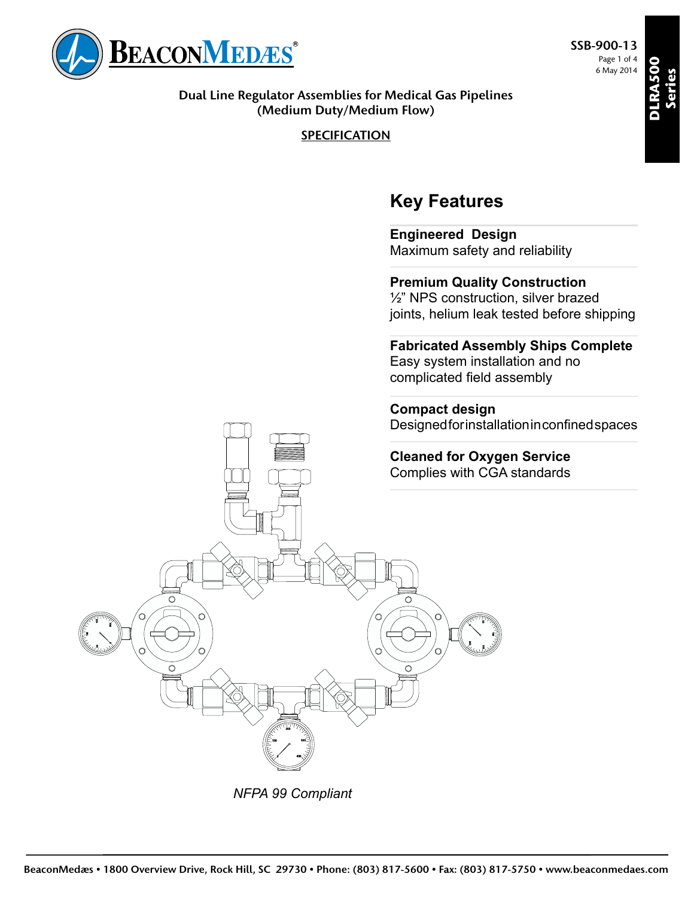SSB-900-13

6 May 2014

**DLRA500 Series**

# Dual Line Regulator Assemblies for Medical Gas Pipelines (Medium Duty/Medium Flow)

**SPECIFICATION**

## Key Features

**Engineered Design**
Maximum safety and reliability

**Premium Quality Construction**
½" NPS construction, silver brazed joints, helium leak tested before shipping

**Fabricated Assembly Ships Complete**
Easy system installation and no complicated field assembly

**Compact design**
Designed for installation in confined spaces

**Cleaned for Oxygen Service**
Complies with CGA standards

*NFPA 99 Compliant*

BeaconMedæs • 1800 Overview Drive, Rock Hill, SC 29730 • Phone: (803) 817-5600 • Fax: (803) 817-5750 • www.beaconmedaes.com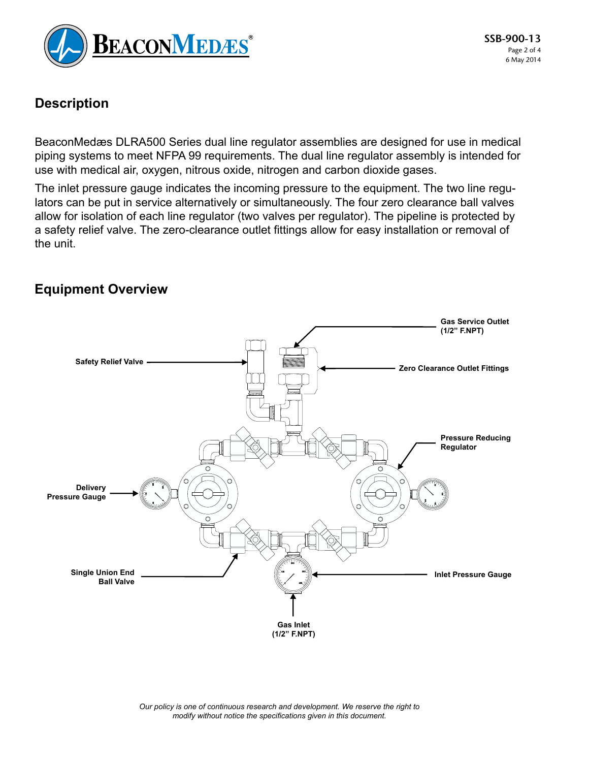## Description

BeaconMedæs DLRA500 Series dual line regulator assemblies are designed for use in medical piping systems to meet NFPA 99 requirements. The dual line regulator assembly is intended for use with medical air, oxygen, nitrous oxide, nitrogen and carbon dioxide gases.

The inlet pressure gauge indicates the incoming pressure to the equipment. The two line regulators can be put in service alternatively or simultaneously. The four zero clearance ball valves allow for isolation of each line regulator (two valves per regulator). The pipeline is protected by a safety relief valve. The zero-clearance outlet fittings allow for easy installation or removal of the unit.

## Equipment Overview

Gas Service Outlet (1/2" F.NPT)

Safety Relief Valve

Zero Clearance Outlet Fittings

Pressure Reducing Regulator

Delivery Pressure Gauge

Single Union End Ball Valve

Inlet Pressure Gauge

Gas Inlet (1/2" F.NPT)

*Our policy is one of continuous research and development. We reserve the right to modify without notice the specifications given in this document.*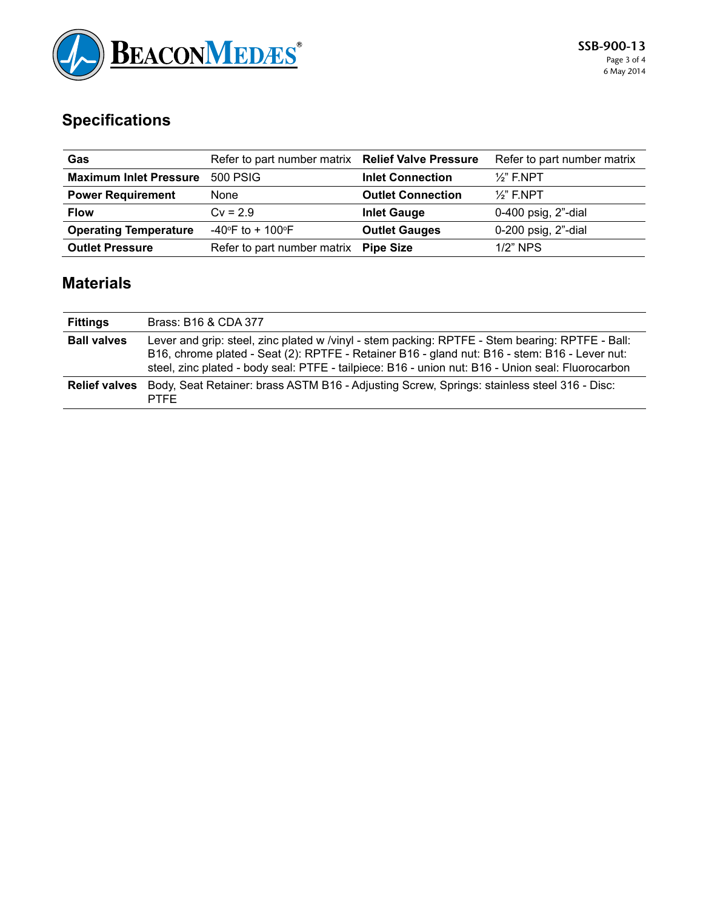## Specifications

| Gas | Refer to part number matrix | Relief Valve Pressure | Refer to part number matrix |
|---|---|---|---|
| **Maximum Inlet Pressure** | 500 PSIG | **Inlet Connection** | ½" F.NPT |
| **Power Requirement** | None | **Outlet Connection** | ½" F.NPT |
| **Flow** | Cv = 2.9 | **Inlet Gauge** | 0-400 psig, 2"-dial |
| **Operating Temperature** | -40°F to + 100°F | **Outlet Gauges** | 0-200 psig, 2"-dial |
| **Outlet Pressure** | Refer to part number matrix | **Pipe Size** | 1/2" NPS |

## Materials

| Fittings | Brass: B16 & CDA 377 |
|---|---|
| **Ball valves** | Lever and grip: steel, zinc plated w /vinyl - stem packing: RPTFE - Stem bearing: RPTFE - Ball: B16, chrome plated - Seat (2): RPTFE - Retainer B16 - gland nut: B16 - stem: B16 - Lever nut: steel, zinc plated - body seal: PTFE - tailpiece: B16 - union nut: B16 - Union seal: Fluorocarbon |
| **Relief valves** | Body, Seat Retainer: brass ASTM B16 - Adjusting Screw, Springs: stainless steel 316 - Disc: PTFE |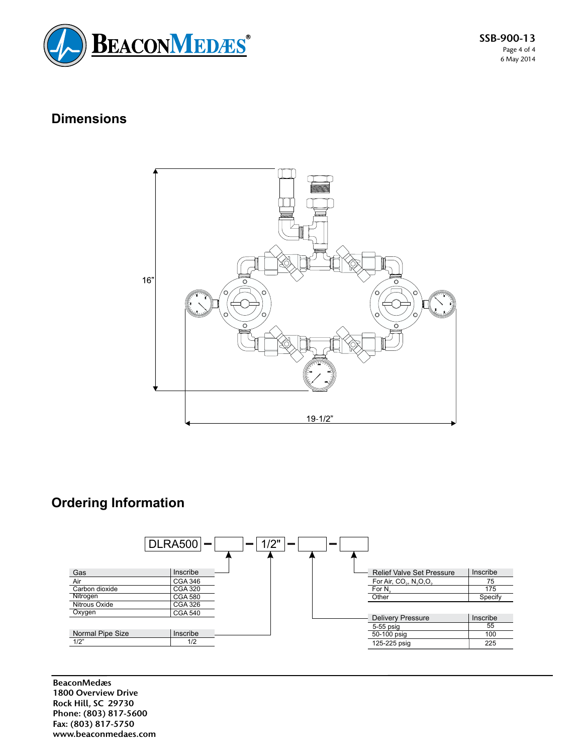## Dimensions

16"

19-1/2"

## Ordering Information

DLRA500 – [ ] – 1/2" – [ ] – [ ]

| Gas | Inscribe |
|---|---|
| Air | CGA 346 |
| Carbon dioxide | CGA 320 |
| Nitrogen | CGA 580 |
| Nitrous Oxide | CGA 326 |
| Oxygen | CGA 540 |

| Normal Pipe Size | Inscribe |
|---|---|
| 1/2" | 1/2 |

| Relief Valve Set Pressure | Inscribe |
|---|---|
| For Air, $CO_2$, $N_2O$, $O_2$ | 75 |
| For $N_2$ | 175 |
| Other | Specify |

| Delivery Pressure | Inscribe |
|---|---|
| 5-55 psig | 55 |
| 50-100 psig | 100 |
| 125-225 psig | 225 |

**BeaconMedæs**
**1800 Overview Drive**
**Rock Hill, SC 29730**
**Phone: (803) 817-5600**
**Fax: (803) 817-5750**
**www.beaconmedaes.com**